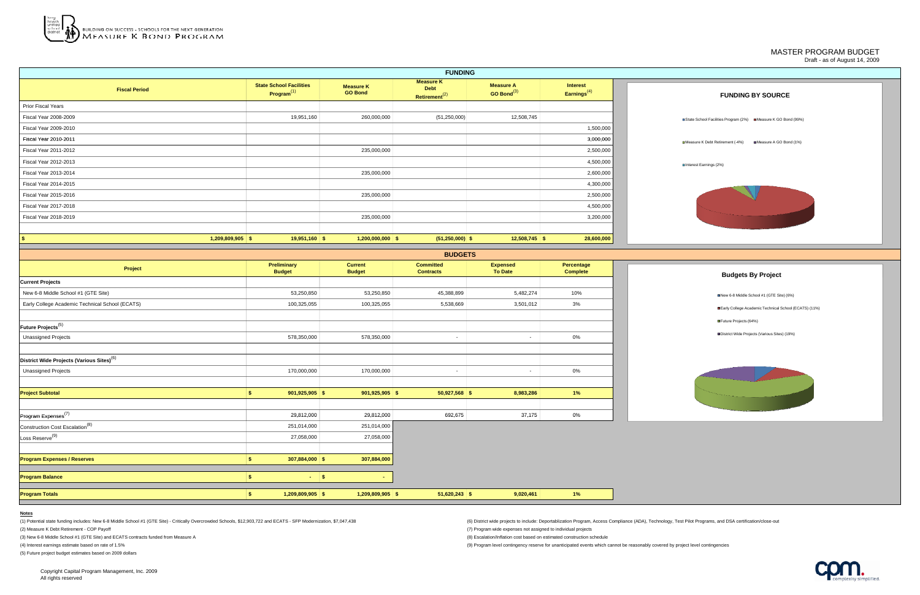BUILDING ON SUCCESS - SCHOOLS FOR THE NEXT GENERATION

MEASURE K BOND PROGRAM

# MASTER PROGRAM BUDGET

Draft - as of August 14, 2009

## FUNDING

| Fiscal Period | State School Facilities Program[1] | Measure K GO Bond | Measure K Debt Retirement[2] | Measure A GO Bond[3] | Interest Earnings[4] |
|---|---|---|---|---|---|
| Prior Fiscal Years | | | | | |
| Fiscal Year 2008-2009 | 19,951,160 | 260,000,000 | (51,250,000) | 12,508,745 | |
| Fiscal Year 2009-2010 | | | | | 1,500,000 |
| Fiscal Year 2010-2011 | | | | | 3,000,000 |
| Fiscal Year 2011-2012 | | 235,000,000 | | | 2,500,000 |
| Fiscal Year 2012-2013 | | | | | 4,500,000 |
| Fiscal Year 2013-2014 | | 235,000,000 | | | 2,600,000 |
| Fiscal Year 2014-2015 | | | | | 4,300,000 |
| Fiscal Year 2015-2016 | | 235,000,000 | | | 2,500,000 |
| Fiscal Year 2017-2018 | | | | | 4,500,000 |
| Fiscal Year 2018-2019 | | 235,000,000 | | | 3,200,000 |
| $ 1,209,809,905 | $ 19,951,160 | $ 1,200,000,000 | $ (51,250,000) | $ 12,508,745 | $ 28,600,000 |

**FUNDING BY SOURCE**

- State School Facilities Program (2%)
- Measure K GO Bond (99%)
- Measure K Debt Retirement (-4%)
- Measure A GO Bond (1%)
- Interest Earnings (2%)

## BUDGETS

| Project | Preliminary Budget | Current Budget | Committed Contracts | Expensed To Date | Percentage Complete |
|---|---|---|---|---|---|
| **Current Projects** | | | | | |
| New 6-8 Middle School #1 (GTE Site) | 53,250,850 | 53,250,850 | 45,388,899 | 5,482,274 | 10% |
| Early College Academic Technical School (ECATS) | 100,325,055 | 100,325,055 | 5,538,669 | 3,501,012 | 3% |
| **Future Projects**[5] | | | | | |
| Unassigned Projects | 578,350,000 | 578,350,000 | - | - | 0% |
| **District Wide Projects (Various Sites)**[6] | | | | | |
| Unassigned Projects | 170,000,000 | 170,000,000 | - | - | 0% |
| **Project Subtotal** | $ 901,925,905 | $ 901,925,905 | $ 50,927,568 | $ 8,983,286 | 1% |
| Program Expenses[7] | 29,812,000 | 29,812,000 | 692,675 | 37,175 | 0% |
| Construction Cost Escalation[8] | 251,014,000 | 251,014,000 | | | |
| Loss Reserve[9] | 27,058,000 | 27,058,000 | | | |
| **Program Expenses / Reserves** | $ 307,884,000 | $ 307,884,000 | | | |
| **Program Balance** | $ - | $ - | | | |
| **Program Totals** | $ 1,209,809,905 | $ 1,209,809,905 | $ 51,620,243 | $ 9,020,461 | 1% |

**Budgets By Project**

- New 6-8 Middle School #1 (GTE Site) (6%)
- Early College Academic Technical School (ECATS) (11%)
- Future Projects (64%)
- District Wide Projects (Various Sites) (19%)

**Notes**

(1) Potential state funding includes: New 6-8 Middle School #1 (GTE Site) - Critically Overcrowded Schools, $12,903,722 and ECATS - SFP Modernization, $7,047,438

(2) Measure K Debt Retirement - COP Payoff

(3) New 6-8 Middle School #1 (GTE Site) and ECATS contracts funded from Measure A

(4) Interest earnings estimate based on rate of 1.5%

(5) Future project budget estimates based on 2009 dollars

(6) District wide projects to include: Deportablization Program, Access Compliance (ADA), Technology, Test Pilot Programs, and DSA certification/close-out

(7) Program wide expenses not assigned to individual projects

(8) Escalation/Inflation cost based on estimated construction schedule

(9) Program level contingency reserve for unanticipated events which cannot be reasonably covered by project level contingencies

Copyright Capital Program Management, Inc. 2009
All rights reserved

cpm. complexity simplified.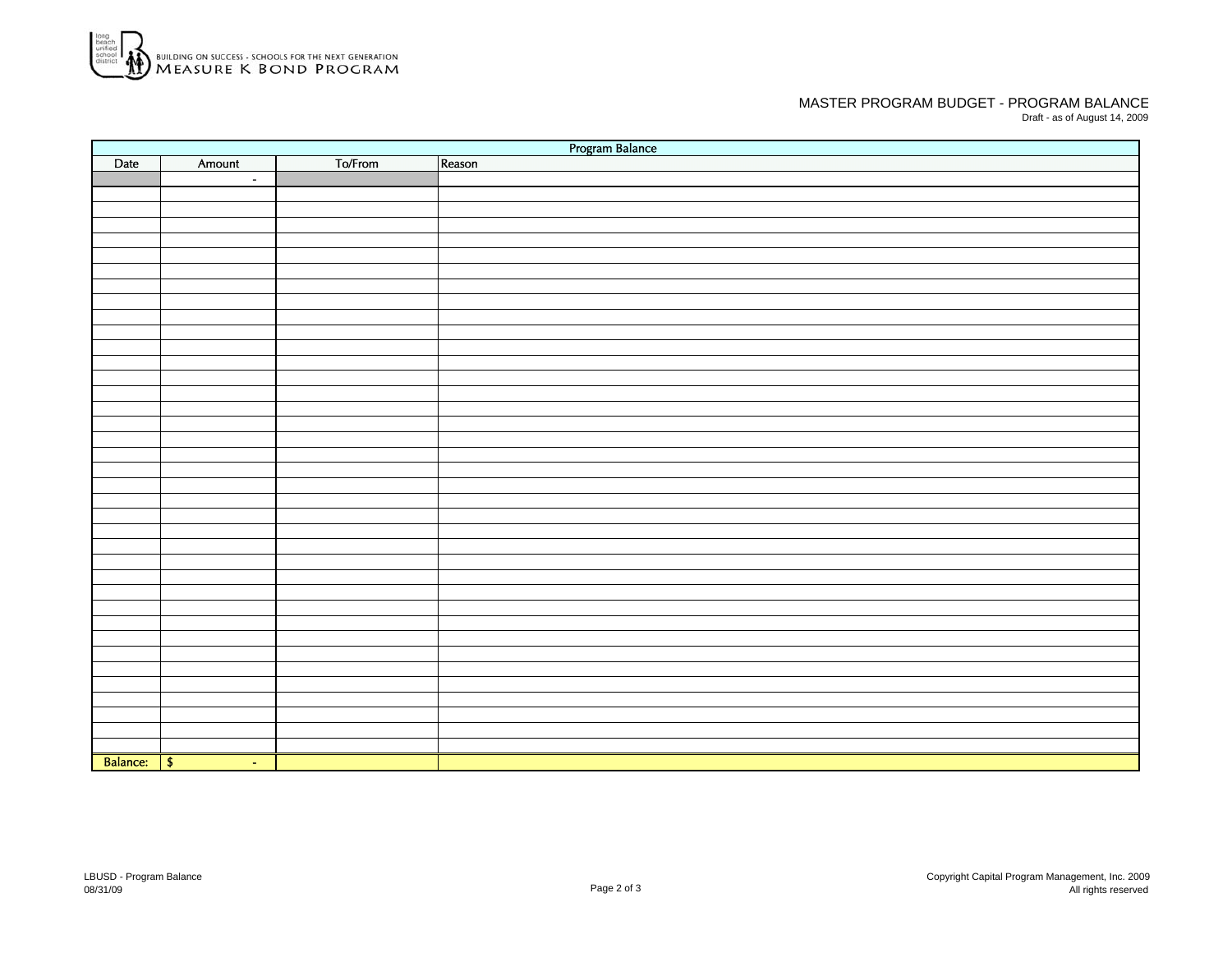BUILDING ON SUCCESS - SCHOOLS FOR THE NEXT GENERATION
MEASURE K BOND PROGRAM

## MASTER PROGRAM BUDGET - PROGRAM BALANCE

Draft - as of August 14, 2009

| Program Balance | | | |
|---|---|---|---|
| Date | Amount | To/From | Reason |
| | - | | |
| | | | |
| | | | |
| | | | |
| | | | |
| | | | |
| | | | |
| | | | |
| | | | |
| | | | |
| | | | |
| | | | |
| | | | |
| | | | |
| | | | |
| | | | |
| | | | |
| | | | |
| | | | |
| | | | |
| | | | |
| | | | |
| | | | |
| | | | |
| | | | |
| | | | |
| | | | |
| | | | |
| | | | |
| | | | |
| | | | |
| | | | |
| | | | |
| | | | |
| | | | |
| | | | |
| | | | |
| | | | |
| Balance: | $ - | | |

LBUSD - Program Balance
08/31/09

Copyright Capital Program Management, Inc. 2009
All rights reserved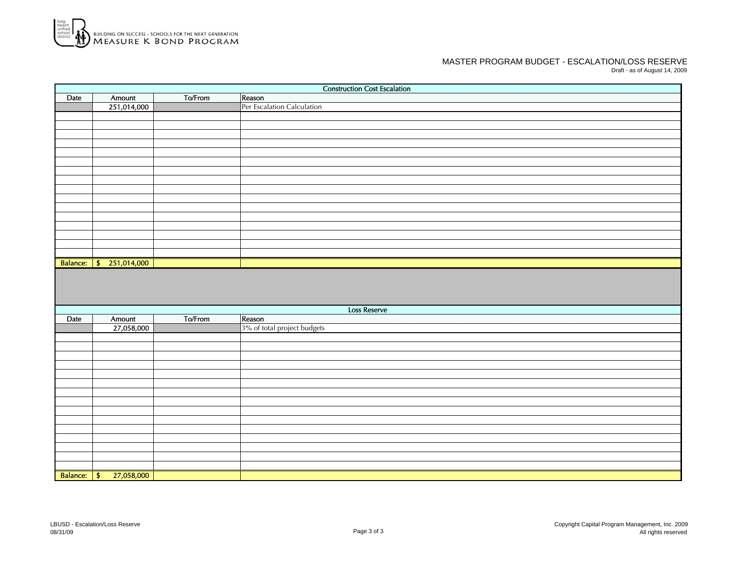BUILDING ON SUCCESS - SCHOOLS FOR THE NEXT GENERATION
MEASURE K BOND PROGRAM

# MASTER PROGRAM BUDGET - ESCALATION/LOSS RESERVE

Draft - as of August 14, 2009

## Construction Cost Escalation

| Date | Amount | To/From | Reason |
|---|---|---|---|
| | 251,014,000 | | Per Escalation Calculation |
| | | | |
| | | | |
| | | | |
| | | | |
| | | | |
| | | | |
| | | | |
| | | | |
| | | | |
| | | | |
| | | | |
| | | | |
| | | | |
| | | | |
| | | | |
| Balance: | $ 251,014,000 | | |

## Loss Reserve

| Date | Amount | To/From | Reason |
|---|---|---|---|
| | 27,058,000 | | 3% of total project budgets |
| | | | |
| | | | |
| | | | |
| | | | |
| | | | |
| | | | |
| | | | |
| | | | |
| | | | |
| | | | |
| | | | |
| | | | |
| | | | |
| | | | |
| | | | |
| Balance: | $ 27,058,000 | | |

LBUSD - Escalation/Loss Reserve
08/31/09

Copyright Capital Program Management, Inc. 2009
All rights reserved